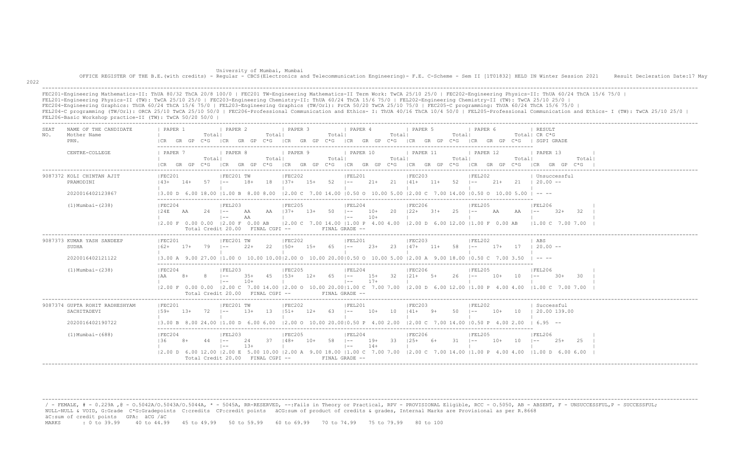University of Mumbai, Mumbai

OFFICE REGISTER OF THE B.E.(with credits) - Regular - CBCS(Electronics and Telecommunication Engineering)- F.E. C-Scheme - Sem II [1T01832] HELD IN Winter Session 2021 Result Decleration Date:17 May 2022

FEC201-Engineering Mathematics-II: ThUA 80/32 ThCA 20/8 100/0 | FEC201 TW-Engineering Mathematics-II Term Work: TwCA 25/10 25/0 | FEC202-Engineering Physics-II: ThUA 60/24 ThCA 15/6 75/0 | FEL201-Engineering Physics-II (TW): TwCA 25/10 25/0 | FEC203-Engineering Chemistry-II: ThUA 60/24 ThCA 15/6 75/0 | FEL202-Engineering Chemistry-II (TW): TwCA 25/10 25/0 | FEC204-Engineering Graphics: ThUA 60/24 ThCA 15/6 75/0 | FEL203-Engineering Graphics (TW/Orl): PrCA 50/20 TwCA 25/10 75/0 | FEC205-C programming: ThUA 60/24 ThCA 15/6 75/0 | FEL204-C programming (TW/Orl): ORCA 25/10 TwCA 25/10 50/0 | FEC206-Professional Communication and Ethics- I: ThUA 40/16 ThCA 10/4 50/0 | FEL205-Professional Communication and Ethics- I (TW): TwCA 25/10 25/0 | FEL206-Basic Workshop practice-II (TW): TwCA 50/20 50/0 |

```
SEAT   NAME OF THE CANDIDATE          | PAPER 1            | PAPER 2            | PAPER 3            | PAPER 4            | PAPER 5            | PAPER 6            | RESULT
NO.    Mother Name                    |              Total|              Total|              Total|              Total|              Total|              Total| CR C*G
       PRN.                           |CR   GR GP  C*G    |CR   GR GP  C*G    |CR   GR GP  C*G    |CR   GR GP  C*G    |CR   GR GP  C*G    |CR   GR GP  C*G    | SGPI GRADE

       CENTRE-COLLEGE                 | PAPER 7            | PAPER 8            | PAPER 9            | PAPER 10           | PAPER 11           | PAPER 12           | PAPER 13
                                      |              Total|              Total|              Total|              Total|              Total|              Total|              Total|
                                      |CR   GR GP  C*G    |CR   GR GP  C*G    |CR   GR GP  C*G    |CR   GR GP  C*G    |CR   GR GP  C*G    |CR   GR GP  C*G    |CR   GR GP  C*G    |
-------------------------------------------------------------------------------------------------------------------------------------------------------------------------------
9087372 KOLI CHINTAN AJIT             |FEC201              |FEC201 TW           |FEC202              |FEL201              |FEC203              |FEL202              | Unsuccessful
        PRAMODINI                     |43+   14+    57     |--     18+    18    |37+   15+    52     |--     21+    21    |41+   11+    52     |--     21+    21    | 20.00 --
                                      |                    |                    |                    |                    |                    |                    |
        2020016402123867              |3.00 D  6.00 18.00 |1.00 B  8.00 8.00  |2.00 C  7.00 14.00 |0.50 O  10.00 5.00 |2.00 C  7.00 14.00 |0.50 O  10.00 5.00 | -- --

        (1)Mumbai-(238)               |FEC204              |FEL203              |FEC205              |FEL204              |FEC206              |FEL205              |FEL206
                                      |24E   AA     24     |--     AA     AA    |37+   13+    50     |--     10+    20    |22+   3!+    25     |--     AA     AA    |--     32+    32
                                      |                    |--     AA           |                    |--     10+          |                    |                    |
                                      |2.00 F  0.00 0.00  |2.00 F  0.00 AB    |2.00 C  7.00 14.00 |1.00 P  4.00 4.00  |2.00 D  6.00 12.00 |1.00 F  0.00 AB    |1.00 C  7.00 7.00
                                       Total Credit 20.00   FINAL CGPI --           FINAL GRADE --
-------------------------------------------------------------------------------------------------------------------------------------------------------------------------------
9087373 KUMAR YASH SANDEEP            |FEC201              |FEC201 TW           |FEC202              |FEL201              |FEC203              |FEL202              | ABS
        SUDHA                         |62+   17+    79     |--     22+    22    |50+   15+    65     |--     23+    23    |47+   11+    58     |--     17+    17    | 20.00 --
                                      |                    |                    |                    |                    |                    |                    |
        2020016402121122              |3.00 A  9.00 27.00 |1.00 O  10.00 10.00|2.00 O  10.00 20.00|0.50 O  10.00 5.00 |2.00 A  9.00 18.00 |0.50 C  7.00 3.50  | -- --

        (1)Mumbai-(238)               |FEC204              |FEL203              |FEC205              |FEL204              |FEC206              |FEL205              |FEL206
                                      |AA    8+     8      |--     35+    45    |53+   12+    65     |--     15+    32    |21+   5+     26     |--     10+    10    |--     30+    30
                                      |                    |--     10+          |                    |--     17+          |                    |                    |
                                      |2.00 F  0.00 0.00  |2.00 C  7.00 14.00 |2.00 O  10.00 20.00|1.00 C  7.00 7.00  |2.00 D  6.00 12.00 |1.00 P  4.00 4.00  |1.00 C  7.00 7.00
                                       Total Credit 20.00   FINAL CGPI --           FINAL GRADE --
-------------------------------------------------------------------------------------------------------------------------------------------------------------------------------
9087374 GUPTA ROHIT RADHESHYAM        |FEC201              |FEC201 TW           |FEC202              |FEL201              |FEC203              |FEL202              | Successful
        SACHITADEVI                   |59+   13+    72     |--     13+    13    |51+   12+    63     |--     10+    10    |41+   9+     50     |--     10+    10    | 20.00 139.00
                                      |                    |                    |                    |                    |                    |                    |
        2020016402190722              |3.00 B  8.00 24.00 |1.00 D  6.00 6.00  |2.00 O  10.00 20.00|0.50 P  4.00 2.00  |2.00 C  7.00 14.00 |0.50 P  4.00 2.00  | 6.95 --

        (1)Mumbai-(688)               |FEC204              |FEL203              |FEC205              |FEL204              |FEC206              |FEL205              |FEL206
                                      |36    8+     44     |--     24     37    |48+   10+    58     |--     19+    33    |25+   6+     31     |--     10+    10    |--     25+    25
                                      |                    |--     13+          |                    |--     14+          |                    |                    |
                                      |2.00 D  6.00 12.00 |2.00 E  5.00 10.00 |2.00 A  9.00 18.00 |1.00 C  7.00 7.00  |2.00 C  7.00 14.00 |1.00 P  4.00 4.00  |1.00 D  6.00 6.00
                                       Total Credit 20.00   FINAL CGPI --           FINAL GRADE --
-------------------------------------------------------------------------------------------------------------------------------------------------------------------------------
```

/ - FEMALE, # - 0.229A ,@ - O.5042A/O.5043A/O.5044A, * - 5045A, RR-RESERVED, --:Fails in Theory or Practical, RPV - PROVISIONAL Eligible, RCC - O.5050, AB - ABSENT, F - UNSUCCESSFUL,P - SUCCESSFUL; NULL-NULL & VOID, G:Grade C*G:Gradepoints C:credits CP:credit points äCG:sum of product of credits & grades, Internal Marks are Provisional as per R.8668
äC:sum of credit points GPA: äCG /äC

MARKS : 0 to 39.99 40 to 44.99 45 to 49.99 50 to 59.99 60 to 69.99 70 to 74.99 75 to 79.99 80 to 100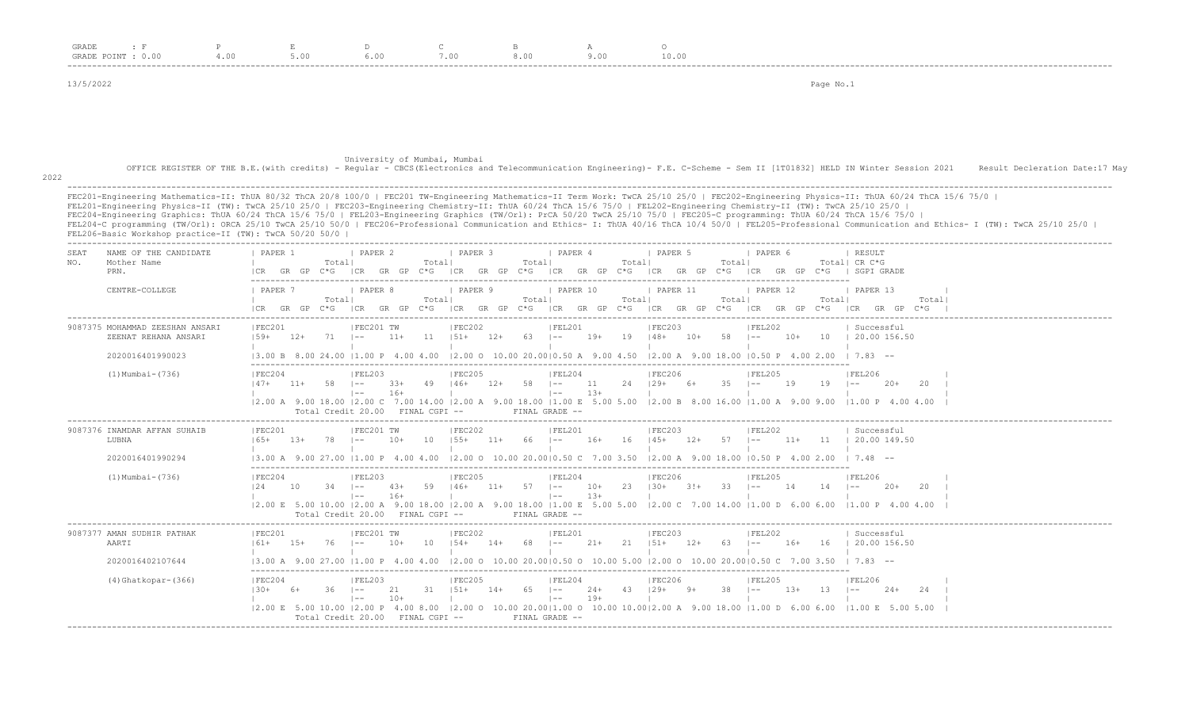| GRADE : | F | P | E | D | C | B | A | O |
|---|---|---|---|---|---|---|---|---|
| GRADE POINT : | 0.00 | 4.00 | 5.00 | 6.00 | 7.00 | 8.00 | 9.00 | 10.00 |

13/5/2022

University of Mumbai, Mumbai

OFFICE REGISTER OF THE B.E.(with credits) - Regular - CBCS(Electronics and Telecommunication Engineering)- F.E. C-Scheme - Sem II [1T01832] HELD IN Winter Session 2021 Result Decleration Date:17 May 2022

FEC201-Engineering Mathematics-II: ThUA 80/32 ThCA 20/8 100/0 | FEC201 TW-Engineering Mathematics-II Term Work: TwCA 25/10 25/0 | FEC202-Engineering Physics-II: ThUA 60/24 ThCA 15/6 75/0 | FEL201-Engineering Physics-II (TW): TwCA 25/10 25/0 | FEC203-Engineering Chemistry-II: ThUA 60/24 ThCA 15/6 75/0 | FEL202-Engineering Chemistry-II (TW): TwCA 25/10 25/0 | FEC204-Engineering Graphics: ThUA 60/24 ThCA 15/6 75/0 | FEL203-Engineering Graphics (TW/Orl): PrCA 50/20 TwCA 25/10 75/0 | FEC205-C programming: ThUA 60/24 ThCA 15/6 75/0 | FEL204-C programming (TW/Orl): ORCA 25/10 TwCA 25/10 50/0 | FEC206-Professional Communication and Ethics- I: ThUA 40/16 ThCA 10/4 50/0 | FEL205-Professional Communication and Ethics- I (TW): TwCA 25/10 25/0 | FEL206-Basic Workshop practice-II (TW): TwCA 50/20 50/0 |

```
SEAT  NAME OF THE CANDIDATE        | PAPER 1          | PAPER 2          | PAPER 3          | PAPER 4          | PAPER 5          | PAPER 6          | RESULT
NO.   Mother Name                  |           Total| |           Total| |           Total| |           Total| |           Total| |           Total| | CR C*G
      PRN.                         |CR  GR GP  C*G   |CR  GR GP  C*G   |CR  GR GP  C*G   |CR  GR GP  C*G   |CR  GR GP  C*G   |CR  GR GP  C*G   | SGPI GRADE

      CENTRE-COLLEGE               | PAPER 7          | PAPER 8          | PAPER 9          | PAPER 10         | PAPER 11         | PAPER 12         | PAPER 13
                                   |           Total| |           Total| |           Total| |           Total| |           Total| |           Total| |           Total|
                                   |CR  GR GP  C*G   |CR  GR GP  C*G   |CR  GR GP  C*G   |CR  GR GP  C*G   |CR  GR GP  C*G   |CR  GR GP  C*G   |CR  GR GP  C*G   |
--------------------------------------------------------------------------------------------------------------------------------------------------------------------
9087375 MOHAMMAD ZEESHAN ANSARI    |FEC201            |FEC201 TW         |FEC202            |FEL201            |FEC203            |FEL202            | Successful
        ZEENAT REHANA ANSARI       |59+   12+   71    |--    11+   11    |51+   12+   63    |--    19+   19    |48+   10+   58    |--    10+   10    | 20.00 156.50
        2020016401990023           |3.00 B  8.00 24.00|1.00 P  4.00 4.00 |2.00 O  10.00 20.00|0.50 A  9.00 4.50 |2.00 A  9.00 18.00|0.50 P  4.00 2.00 | 7.83 --
        (1)Mumbai-(736)            |FEC204            |FEL203            |FEC205            |FEL204            |FEC206            |FEL205            |FEL206
                                   |47+   11+   58    |--    33+   49    |46+   12+   58    |--    11    24    |29+   6+    35    |--    19    19    |--    20+   20
                                   |                  |--    16+         |                  |--    13+         |                  |                  |
                                   |2.00 A  9.00 18.00|2.00 C  7.00 14.00|2.00 A  9.00 18.00|1.00 E  5.00 5.00 |2.00 B  8.00 16.00|1.00 A  9.00 9.00 |1.00 P  4.00 4.00
                                   Total Credit 20.00   FINAL CGPI --       FINAL GRADE --
--------------------------------------------------------------------------------------------------------------------------------------------------------------------
9087376 INAMDAR AFFAN SUHAIB       |FEC201            |FEC201 TW         |FEC202            |FEL201            |FEC203            |FEL202            | Successful
        LUBNA                      |65+   13+   78    |--    10+   10    |55+   11+   66    |--    16+   16    |45+   12+   57    |--    11+   11    | 20.00 149.50
        2020016401990294           |3.00 A  9.00 27.00|1.00 P  4.00 4.00 |2.00 O  10.00 20.00|0.50 C  7.00 3.50 |2.00 A  9.00 18.00|0.50 P  4.00 2.00 | 7.48 --
        (1)Mumbai-(736)            |FEC204            |FEL203            |FEC205            |FEL204            |FEC206            |FEL205            |FEL206
                                   |24    10    34    |--    43+   59    |46+   11+   57    |--    10+   23    |30+   3!+   33    |--    14    14    |--    20+   20
                                   |                  |--    16+         |                  |--    13+         |                  |                  |
                                   |2.00 E  5.00 10.00|2.00 A  9.00 18.00|2.00 A  9.00 18.00|1.00 E  5.00 5.00 |2.00 C  7.00 14.00|1.00 D  6.00 6.00 |1.00 P  4.00 4.00
                                   Total Credit 20.00   FINAL CGPI --       FINAL GRADE --
--------------------------------------------------------------------------------------------------------------------------------------------------------------------
9087377 AMAN SUDHIR PATHAK         |FEC201            |FEC201 TW         |FEC202            |FEL201            |FEC203            |FEL202            | Successful
        AARTI                      |61+   15+   76    |--    10+   10    |54+   14+   68    |--    21+   21    |51+   12+   63    |--    16+   16    | 20.00 156.50
        2020016402107644           |3.00 A  9.00 27.00|1.00 P  4.00 4.00 |2.00 O  10.00 20.00|0.50 O  10.00 5.00|2.00 O  10.00 20.00|0.50 C  7.00 3.50 | 7.83 --
        (4)Ghatkopar-(366)         |FEC204            |FEL203            |FEC205            |FEL204            |FEC206            |FEL205            |FEL206
                                   |30+   6+    36    |--    21    31    |51+   14+   65    |--    24+   43    |29+   9+    38    |--    13+   13    |--    24+   24
                                   |                  |--    10+         |                  |--    19+         |                  |                  |
                                   |2.00 E  5.00 10.00|2.00 P  4.00 8.00 |2.00 O  10.00 20.00|1.00 O  10.00 10.00|2.00 A  9.00 18.00|1.00 D  6.00 6.00 |1.00 E  5.00 5.00
                                   Total Credit 20.00   FINAL CGPI --       FINAL GRADE --
--------------------------------------------------------------------------------------------------------------------------------------------------------------------
```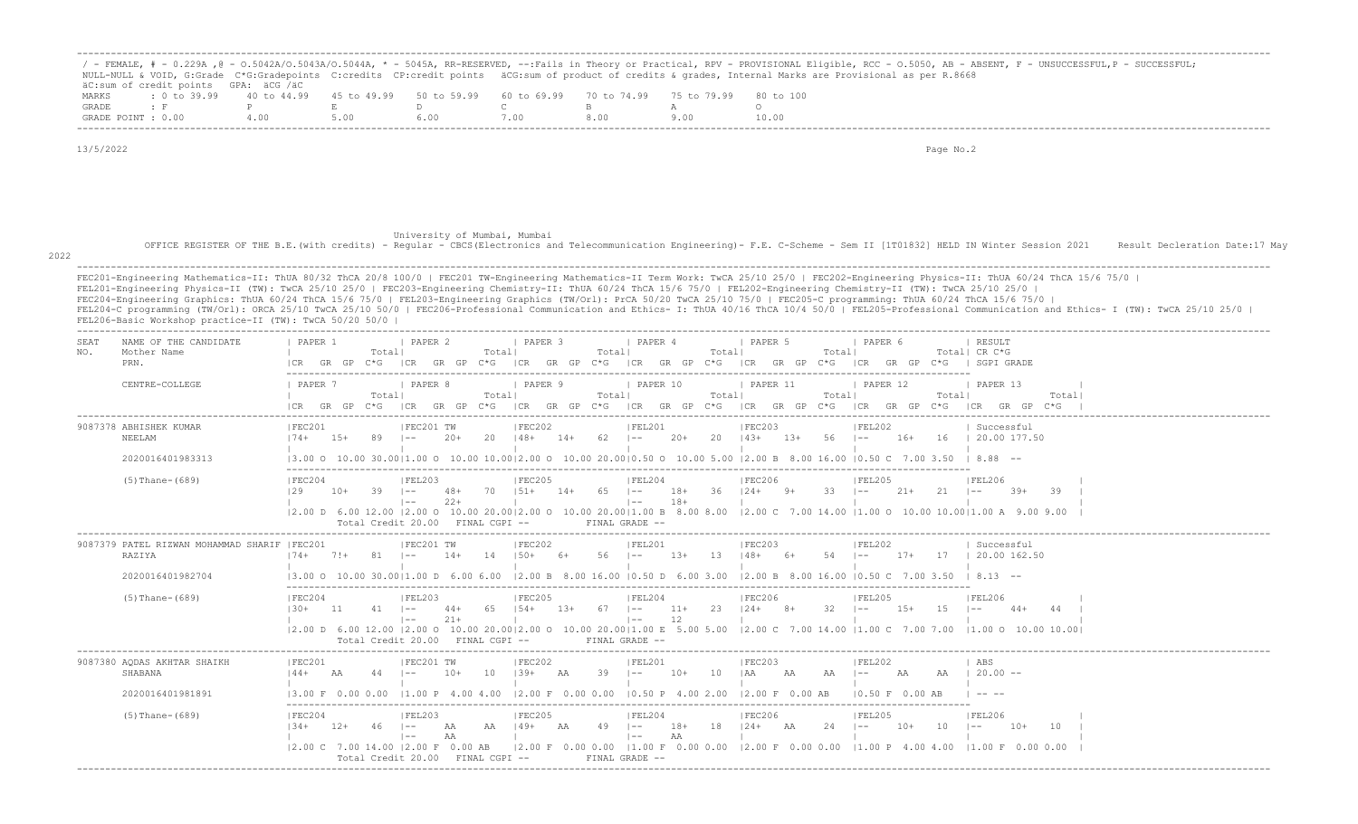/ - FEMALE, # - 0.229A ,@ - O.5042A/O.5043A/O.5044A, * - 5045A, RR-RESERVED, --:Fails in Theory or Practical, RPV - PROVISIONAL Eligible, RCC - O.5050, AB - ABSENT, F - UNSUCCESSFUL,P - SUCCESSFUL;
NULL-NULL & VOID, G:Grade C*G:Gradepoints C:credits CP:credit points äCG:sum of product of credits & grades, Internal Marks are Provisional as per R.8668
äC:sum of credit points GPA: äCG /äC

| MARKS | : 0 to 39.99 | 40 to 44.99 | 45 to 49.99 | 50 to 59.99 | 60 to 69.99 | 70 to 74.99 | 75 to 79.99 | 80 to 100 |
|---|---|---|---|---|---|---|---|---|
| GRADE | : F | P | E | D | C | B | A | O |
| GRADE POINT | : 0.00 | 4.00 | 5.00 | 6.00 | 7.00 | 8.00 | 9.00 | 10.00 |

13/5/2022

University of Mumbai, Mumbai

OFFICE REGISTER OF THE B.E.(with credits) - Regular - CBCS(Electronics and Telecommunication Engineering)- F.E. C-Scheme - Sem II [1T01832] HELD IN Winter Session 2021 Result Decleration Date:17 May 2022

FEC201-Engineering Mathematics-II: ThUA 80/32 ThCA 20/8 100/0 | FEC201 TW-Engineering Mathematics-II Term Work: TwCA 25/10 25/0 | FEC202-Engineering Physics-II: ThUA 60/24 ThCA 15/6 75/0 |
FEL201-Engineering Physics-II (TW): TwCA 25/10 25/0 | FEC203-Engineering Chemistry-II: ThUA 60/24 ThCA 15/6 75/0 | FEL202-Engineering Chemistry-II (TW): TwCA 25/10 25/0 |
FEC204-Engineering Graphics: ThUA 60/24 ThCA 15/6 75/0 | FEL203-Engineering Graphics (TW/Orl): PrCA 50/20 TwCA 25/10 75/0 | FEC205-C programming: ThUA 60/24 ThCA 15/6 75/0 |
FEL204-C programming (TW/Orl): ORCA 25/10 TwCA 25/10 50/0 | FEC206-Professional Communication and Ethics- I: ThUA 40/16 ThCA 10/4 50/0 | FEL205-Professional Communication and Ethics- I (TW): TwCA 25/10 25/0 |
FEL206-Basic Workshop practice-II (TW): TwCA 50/20 50/0 |

```
SEAT    NAME OF THE CANDIDATE          | PAPER 1              | PAPER 2              | PAPER 3              | PAPER 4              | PAPER 5              | PAPER 6              | RESULT
NO.     Mother Name                    |              Total|  |              Total|  |              Total|  |              Total|  |              Total|  |              Total|  | CR C*G
        PRN.                           |CR  GR  GP  C*G      |CR  GR  GP  C*G      |CR  GR  GP  C*G      |CR  GR  GP  C*G      |CR  GR  GP  C*G      |CR  GR  GP  C*G      | SGPI GRADE

        CENTRE-COLLEGE                 | PAPER 7              | PAPER 8              | PAPER 9              | PAPER 10             | PAPER 11             | PAPER 12             | PAPER 13
                                       |              Total|  |              Total|  |              Total|  |              Total|  |              Total|  |              Total|  |              Total|
                                       |CR  GR  GP  C*G      |CR  GR  GP  C*G      |CR  GR  GP  C*G      |CR  GR  GP  C*G      |CR  GR  GP  C*G      |CR  GR  GP  C*G      |CR  GR  GP  C*G     |
---------------------------------------------------------------------------------------------------------------------------------------------------------------------------
9087378 ABHISHEK KUMAR                 |FEC201           |FEC201 TW        |FEC202           |FEL201           |FEC203           |FEL202           | Successful
        NEELAM                         |74+   15+   89   |--    20+   20   |48+   14+   62   |--    20+   20   |43+   13+   56   |--    16+   16   | 20.00 177.50
                                       |                 |                 |                 |                 |                 |                 |
        2020016401983313               |3.00 O  10.00 30.00|1.00 O  10.00 10.00|2.00 O  10.00 20.00|0.50 O  10.00 5.00 |2.00 B  8.00 16.00 |0.50 C  7.00 3.50  | 8.88  --

        (5)Thane-(689)                 |FEC204           |FEL203           |FEC205           |FEL204           |FEC206           |FEL205           |FEL206           |
                                       |29    10+   39   |--    48+   70   |51+   14+   65   |--    18+   36   |24+   9+    33   |--    21+   21   |--    39+   39   |
                                       |                 |--    22+        |                 |--    18+        |                 |                 |                 |
                                       |2.00 D  6.00 12.00 |2.00 O  10.00 20.00|2.00 O  10.00 20.00|1.00 B  8.00 8.00 |2.00 C  7.00 14.00 |1.00 O  10.00 10.00|1.00 A  9.00 9.00  |
                                       Total Credit 20.00   FINAL CGPI --          FINAL GRADE --
---------------------------------------------------------------------------------------------------------------------------------------------------------------------------
9087379 PATEL RIZWAN MOHAMMAD SHARIF   |FEC201           |FEC201 TW        |FEC202           |FEL201           |FEC203           |FEL202           | Successful
        RAZIYA                         |74+   7!+   81   |--    14+   14   |50+   6+    56   |--    13+   13   |48+   6+    54   |--    17+   17   | 20.00 162.50
                                       |                 |                 |                 |                 |                 |                 |
        2020016401982704               |3.00 O  10.00 30.00|1.00 D  6.00 6.00  |2.00 B  8.00 16.00 |0.50 D  6.00 3.00  |2.00 B  8.00 16.00 |0.50 C  7.00 3.50  | 8.13  --

        (5)Thane-(689)                 |FEC204           |FEL203           |FEC205           |FEL204           |FEC206           |FEL205           |FEL206           |
                                       |30+   11    41   |--    44+   65   |54+   13+   67   |--    11+   23   |24+   8+    32   |--    15+   15   |--    44+   44   |
                                       |                 |--    21+        |                 |--    12         |                 |                 |                 |
                                       |2.00 D  6.00 12.00 |2.00 O  10.00 20.00|2.00 O  10.00 20.00|1.00 E  5.00 5.00  |2.00 C  7.00 14.00 |1.00 C  7.00 7.00  |1.00 O  10.00 10.00|
                                       Total Credit 20.00   FINAL CGPI --          FINAL GRADE --
---------------------------------------------------------------------------------------------------------------------------------------------------------------------------
9087380 AQDAS AKHTAR SHAIKH            |FEC201           |FEC201 TW        |FEC202           |FEL201           |FEC203           |FEL202           | ABS
        SHABANA                        |44+   AA    44   |--    10+   10   |39+   AA    39   |--    10+   10   |AA    AA    AA   |--    AA    AA   | 20.00 --
                                       |                 |                 |                 |                 |                 |                 |
        2020016401981891               |3.00 F  0.00 0.00  |1.00 P  4.00 4.00  |2.00 F  0.00 0.00  |0.50 P  4.00 2.00  |2.00 F  0.00 AB    |0.50 F  0.00 AB    | -- --

        (5)Thane-(689)                 |FEC204           |FEL203           |FEC205           |FEL204           |FEC206           |FEL205           |FEL206           |
                                       |34+   12+   46   |--    AA    AA   |49+   AA    49   |--    18+   18   |24+   AA    24   |--    10+   10   |--    10+   10   |
                                       |                 |--    AA         |                 |--    AA         |                 |                 |                 |
                                       |2.00 C  7.00 14.00 |2.00 F  0.00 AB    |2.00 F  0.00 0.00  |1.00 F  0.00 0.00  |2.00 F  0.00 0.00  |1.00 P  4.00 4.00  |1.00 F  0.00 0.00  |
                                       Total Credit 20.00   FINAL CGPI --          FINAL GRADE --
---------------------------------------------------------------------------------------------------------------------------------------------------------------------------
```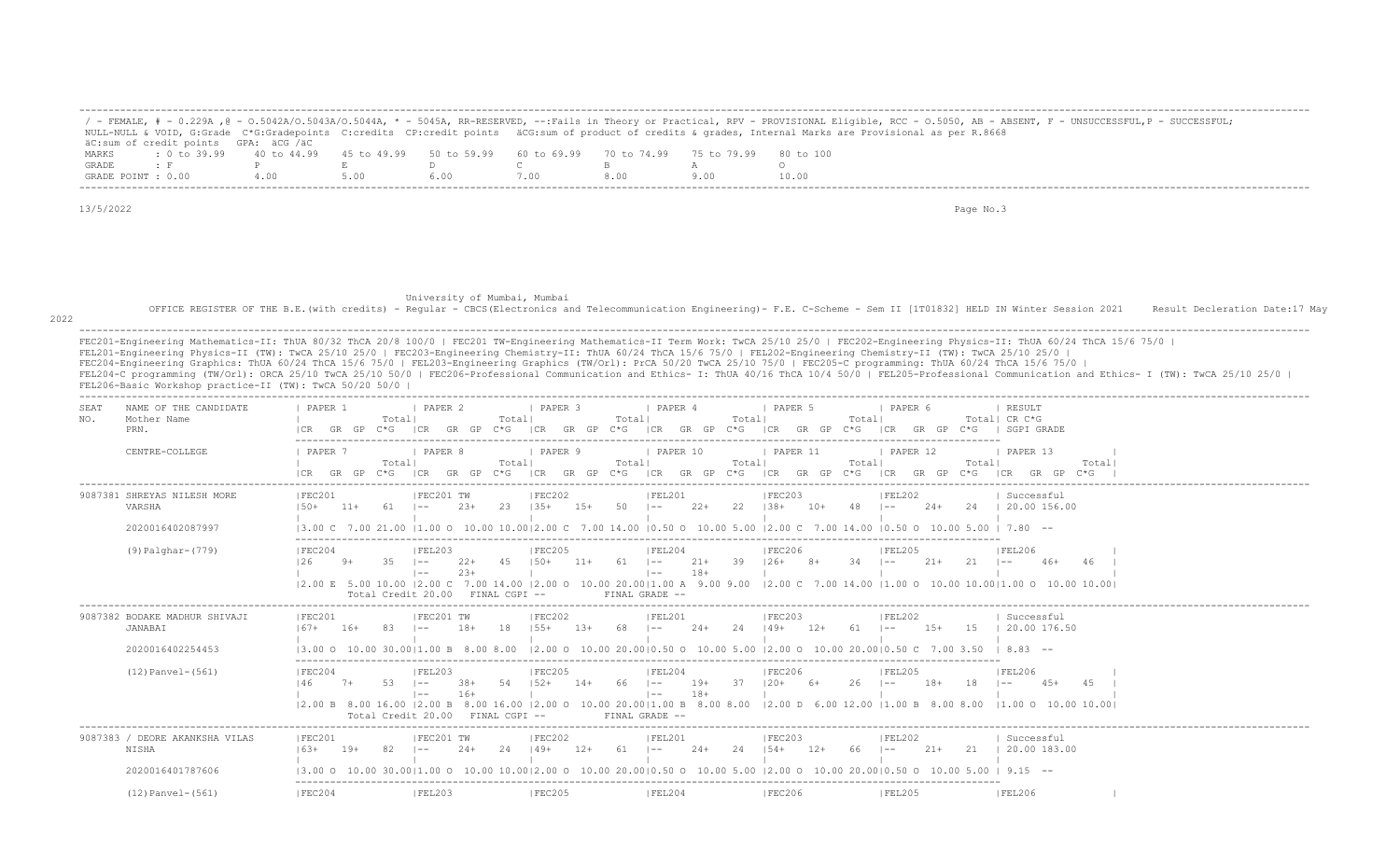/ - FEMALE, # - 0.229A ,@ - O.5042A/O.5043A/O.5044A, * - 5045A, RR-RESERVED, --:Fails in Theory or Practical, RPV - PROVISIONAL Eligible, RCC - O.5050, AB - ABSENT, F - UNSUCCESSFUL,P - SUCCESSFUL;
NULL-NULL & VOID, G:Grade C*G:Gradepoints C:credits CP:credit points äCG:sum of product of credits & grades, Internal Marks are Provisional as per R.8668
äC:sum of credit points GPA: äCG /äC

| MARKS | : 0 to 39.99 | 40 to 44.99 | 45 to 49.99 | 50 to 59.99 | 60 to 69.99 | 70 to 74.99 | 75 to 79.99 | 80 to 100 |
|---|---|---|---|---|---|---|---|---|
| GRADE | : F | P | E | D | C | B | A | O |
| GRADE POINT | : 0.00 | 4.00 | 5.00 | 6.00 | 7.00 | 8.00 | 9.00 | 10.00 |

13/5/2022

University of Mumbai, Mumbai

OFFICE REGISTER OF THE B.E.(with credits) - Regular - CBCS(Electronics and Telecommunication Engineering)- F.E. C-Scheme - Sem II [1T01832] HELD IN Winter Session 2021 Result Decleration Date:17 May 2022

FEC201-Engineering Mathematics-II: ThUA 80/32 ThCA 20/8 100/0 | FEC201 TW-Engineering Mathematics-II Term Work: TwCA 25/10 25/0 | FEC202-Engineering Physics-II: ThUA 60/24 ThCA 15/6 75/0 |
FEL201-Engineering Physics-II (TW): TwCA 25/10 25/0 | FEC203-Engineering Chemistry-II: ThUA 60/24 ThCA 15/6 75/0 | FEL202-Engineering Chemistry-II (TW): TwCA 25/10 25/0 |
FEC204-Engineering Graphics: ThUA 60/24 ThCA 15/6 75/0 | FEL203-Engineering Graphics (TW/Orl): PrCA 50/20 TwCA 25/10 75/0 | FEC205-C programming: ThUA 60/24 ThCA 15/6 75/0 |
FEL204-C programming (TW/Orl): ORCA 25/10 TwCA 25/10 50/0 | FEC206-Professional Communication and Ethics- I: ThUA 40/16 ThCA 10/4 50/0 | FEL205-Professional Communication and Ethics- I (TW): TwCA 25/10 25/0 |
FEL206-Basic Workshop practice-II (TW): TwCA 50/20 50/0 |

| SEAT NO. / NAME OF THE CANDIDATE / Mother Name / PRN. / CENTRE-COLLEGE | PAPER 1 / PAPER 7 | PAPER 2 / PAPER 8 | PAPER 3 / PAPER 9 | PAPER 4 / PAPER 10 | PAPER 5 / PAPER 11 | PAPER 6 / PAPER 12 | RESULT CR C*G SGPI GRADE / PAPER 13 |
|---|---|---|---|---|---|---|---|
| 9087381 SHREYAS NILESH MORE | FEC201 | FEC201 TW | FEC202 | FEL201 | FEC203 | FEL202 | Successful |
| VARSHA | 50+ 11+ 61 | -- 23+ 23 | 35+ 15+ 50 | -- 22+ 22 | 38+ 10+ 48 | -- 24+ 24 | 20.00 156.00 |
| 2020016402087997 | 3.00 C 7.00 21.00 | 1.00 O 10.00 10.00 | 2.00 C 7.00 14.00 | 0.50 O 10.00 5.00 | 2.00 C 7.00 14.00 | 0.50 O 10.00 5.00 | 7.80 -- |
| (9)Palghar-(779) | FEC204 | FEL203 | FEC205 | FEL204 | FEC206 | FEL205 | FEL206 |
| | 26 9+ 35 | -- 22+ 45 | 50+ 11+ 61 | -- 21+ 39 | 26+ 8+ 34 | -- 21+ 21 | -- 46+ 46 |
| | | -- 23+ | | -- 18+ | | | |
| | 2.00 E 5.00 10.00 | 2.00 C 7.00 14.00 | 2.00 O 10.00 20.00 | 1.00 A 9.00 9.00 | 2.00 C 7.00 14.00 | 1.00 O 10.00 10.00 | 1.00 O 10.00 10.00 |
| | Total Credit 20.00 | FINAL CGPI -- | | FINAL GRADE -- | | | |
| 9087382 BODAKE MADHUR SHIVAJI | FEC201 | FEC201 TW | FEC202 | FEL201 | FEC203 | FEL202 | Successful |
| JANABAI | 67+ 16+ 83 | -- 18+ 18 | 55+ 13+ 68 | -- 24+ 24 | 49+ 12+ 61 | -- 15+ 15 | 20.00 176.50 |
| 2020016402254453 | 3.00 O 10.00 30.00 | 1.00 B 8.00 8.00 | 2.00 O 10.00 20.00 | 0.50 O 10.00 5.00 | 2.00 O 10.00 20.00 | 0.50 C 7.00 3.50 | 8.83 -- |
| (12)Panvel-(561) | FEC204 | FEL203 | FEC205 | FEL204 | FEC206 | FEL205 | FEL206 |
| | 46 7+ 53 | -- 38+ 54 | 52+ 14+ 66 | -- 19+ 37 | 20+ 6+ 26 | -- 18+ 18 | -- 45+ 45 |
| | | -- 16+ | | -- 18+ | | | |
| | 2.00 B 8.00 16.00 | 2.00 B 8.00 16.00 | 2.00 O 10.00 20.00 | 1.00 B 8.00 8.00 | 2.00 D 6.00 12.00 | 1.00 B 8.00 8.00 | 1.00 O 10.00 10.00 |
| | Total Credit 20.00 | FINAL CGPI -- | | FINAL GRADE -- | | | |
| 9087383 / DEORE AKANKSHA VILAS | FEC201 | FEC201 TW | FEC202 | FEL201 | FEC203 | FEL202 | Successful |
| NISHA | 63+ 19+ 82 | -- 24+ 24 | 49+ 12+ 61 | -- 24+ 24 | 54+ 12+ 66 | -- 21+ 21 | 20.00 183.00 |
| 2020016401787606 | 3.00 O 10.00 30.00 | 1.00 O 10.00 10.00 | 2.00 O 10.00 20.00 | 0.50 O 10.00 5.00 | 2.00 O 10.00 20.00 | 0.50 O 10.00 5.00 | 9.15 -- |
| (12)Panvel-(561) | FEC204 | FEL203 | FEC205 | FEL204 | FEC206 | FEL205 | FEL206 |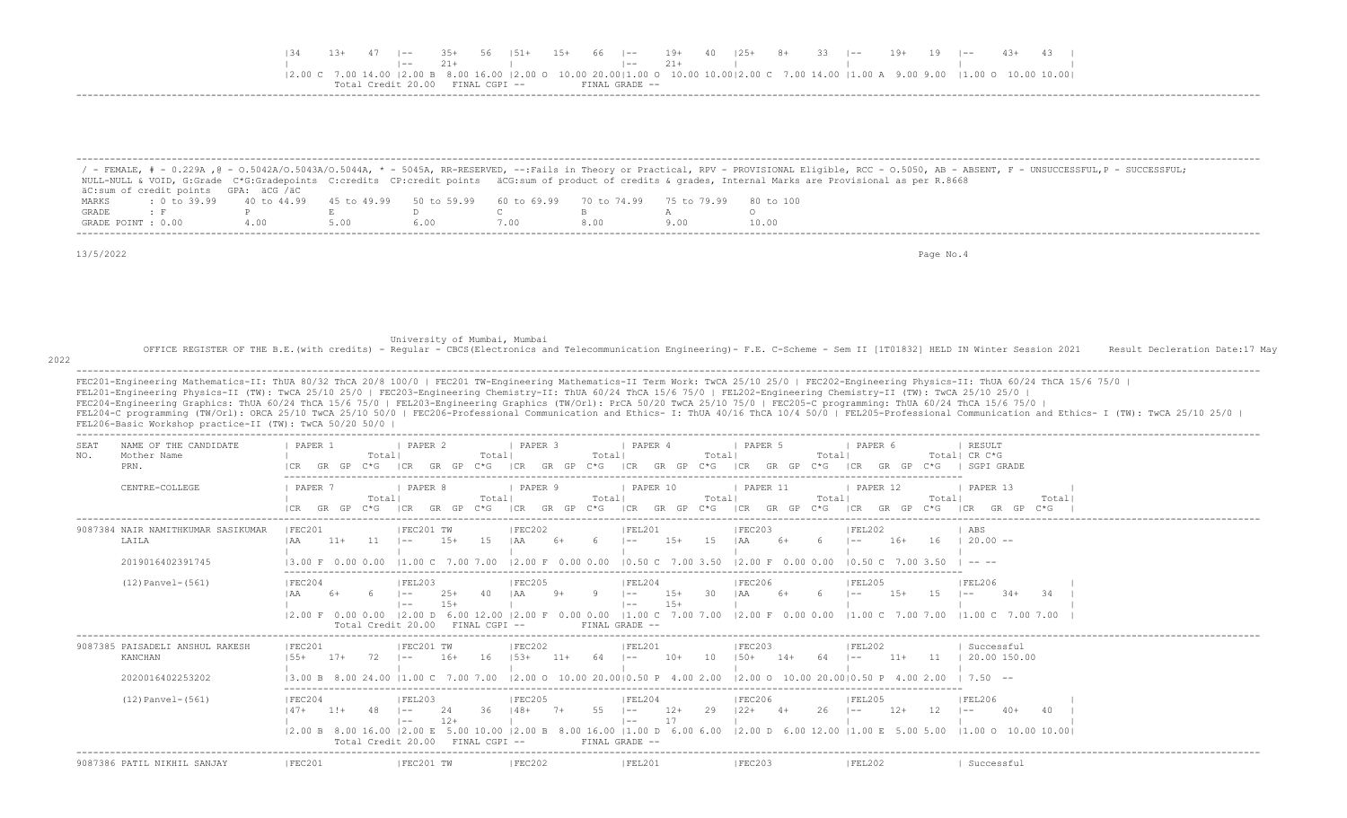| | | | | | | | |
|---|---|---|---|---|---|---|---|
| 34 13+ 47 | -- 35+ 56 / 21+ | 51+ 15+ 66 | -- 19+ 40 / 21+ | 25+ 8+ 33 | -- 19+ 19 | -- 43+ 43 |
| 2.00 C 7.00 14.00 | 2.00 B 8.00 16.00 | 2.00 O 10.00 20.00 | 1.00 O 10.00 10.00 | 2.00 C 7.00 14.00 | 1.00 A 9.00 9.00 | 1.00 O 10.00 10.00 |

Total Credit 20.00 FINAL CGPI -- FINAL GRADE --

/ - FEMALE, # - 0.229A ,@ - O.5042A/O.5043A/O.5044A, * - 5045A, RR-RESERVED, --:Fails in Theory or Practical, RPV - PROVISIONAL Eligible, RCC - O.5050, AB - ABSENT, F - UNSUCCESSFUL,P - SUCCESSFUL;
NULL-NULL & VOID, G:Grade C*G:Gradepoints C:credits CP:credit points äCG:sum of product of credits & grades, Internal Marks are Provisional as per R.8668
äC:sum of credit points GPA: äCG /äC

| MARKS | : 0 to 39.99 | 40 to 44.99 | 45 to 49.99 | 50 to 59.99 | 60 to 69.99 | 70 to 74.99 | 75 to 79.99 | 80 to 100 |
|---|---|---|---|---|---|---|---|---|
| GRADE | : F | P | E | D | C | B | A | O |
| GRADE POINT | : 0.00 | 4.00 | 5.00 | 6.00 | 7.00 | 8.00 | 9.00 | 10.00 |

13/5/2022

University of Mumbai, Mumbai

OFFICE REGISTER OF THE B.E.(with credits) - Regular - CBCS(Electronics and Telecommunication Engineering)- F.E. C-Scheme - Sem II [1T01832] HELD IN Winter Session 2021 Result Decleration Date:17 May 2022

FEC201-Engineering Mathematics-II: ThUA 80/32 ThCA 20/8 100/0 | FEC201 TW-Engineering Mathematics-II Term Work: TwCA 25/10 25/0 | FEC202-Engineering Physics-II: ThUA 60/24 ThCA 15/6 75/0 |
FEL201-Engineering Physics-II (TW): TwCA 25/10 25/0 | FEC203-Engineering Chemistry-II: ThUA 60/24 ThCA 15/6 75/0 | FEL202-Engineering Chemistry-II (TW): TwCA 25/10 25/0 |
FEC204-Engineering Graphics: ThUA 60/24 ThCA 15/6 75/0 | FEL203-Engineering Graphics (TW/Orl): PrCA 50/20 TwCA 25/10 75/0 | FEC205-C programming: ThUA 60/24 ThCA 15/6 75/0 |
FEL204-C programming (TW/Orl): ORCA 25/10 TwCA 25/10 50/0 | FEC206-Professional Communication and Ethics- I: ThUA 40/16 ThCA 10/4 50/0 | FEL205-Professional Communication and Ethics- I (TW): TwCA 25/10 25/0 |
FEL206-Basic Workshop practice-II (TW): TwCA 50/20 50/0 |

| SEAT NO. | NAME OF THE CANDIDATE / Mother Name / PRN. / CENTRE-COLLEGE | PAPER 1 / PAPER 7 | PAPER 2 / PAPER 8 | PAPER 3 / PAPER 9 | PAPER 4 / PAPER 10 | PAPER 5 / PAPER 11 | PAPER 6 / PAPER 12 | RESULT (CR C*G, SGPI GRADE) / PAPER 13 |
|---|---|---|---|---|---|---|---|---|
| | | CR GR GP C*G Total | CR GR GP C*G Total | CR GR GP C*G Total | CR GR GP C*G Total | CR GR GP C*G Total | CR GR GP C*G Total | CR GR GP C*G Total |
| 9087384 | NAIR NAMITHKUMAR SASIKUMAR | FEC201 | FEC201 TW | FEC202 | FEL201 | FEC203 | FEL202 | ABS |
| | LAILA | AA 11+ 11 | -- 15+ 15 | AA 6+ 6 | -- 15+ 15 | AA 6+ 6 | -- 16+ 16 | 20.00 -- |
| | 2019016402391745 | 3.00 F 0.00 0.00 | 1.00 C 7.00 7.00 | 2.00 F 0.00 0.00 | 0.50 C 7.00 3.50 | 2.00 F 0.00 0.00 | 0.50 C 7.00 3.50 | -- -- |
| | (12)Panvel-(561) | FEC204 | FEL203 | FEC205 | FEL204 | FEC206 | FEL205 | FEL206 |
| | | AA 6+ 6 | -- 25+ 40 / -- 15+ | AA 9+ 9 | -- 15+ 30 / -- 15+ | AA 6+ 6 | -- 15+ 15 | -- 34+ 34 |
| | | 2.00 F 0.00 0.00 | 2.00 D 6.00 12.00 | 2.00 F 0.00 0.00 | 1.00 C 7.00 7.00 | 2.00 F 0.00 0.00 | 1.00 C 7.00 7.00 | 1.00 C 7.00 7.00 |
| | | Total Credit 20.00 FINAL CGPI -- FINAL GRADE -- | | | | | | |
| 9087385 | PAISADELI ANSHUL RAKESH | FEC201 | FEC201 TW | FEC202 | FEL201 | FEC203 | FEL202 | Successful |
| | KANCHAN | 55+ 17+ 72 | -- 16+ 16 | 53+ 11+ 64 | -- 10+ 10 | 50+ 14+ 64 | -- 11+ 11 | 20.00 150.00 |
| | 2020016402253202 | 3.00 B 8.00 24.00 | 1.00 C 7.00 7.00 | 2.00 O 10.00 20.00 | 0.50 P 4.00 2.00 | 2.00 O 10.00 20.00 | 0.50 P 4.00 2.00 | 7.50 -- |
| | (12)Panvel-(561) | FEC204 | FEL203 | FEC205 | FEL204 | FEC206 | FEL205 | FEL206 |
| | | 47+ 1!+ 48 | -- 24 36 / -- 12+ | 48+ 7+ 55 | -- 12+ 29 / -- 17 | 22+ 4+ 26 | -- 12+ 12 | -- 40+ 40 |
| | | 2.00 B 8.00 16.00 | 2.00 E 5.00 10.00 | 2.00 B 8.00 16.00 | 1.00 D 6.00 6.00 | 2.00 D 6.00 12.00 | 1.00 E 5.00 5.00 | 1.00 O 10.00 10.00 |
| | | Total Credit 20.00 FINAL CGPI -- FINAL GRADE -- | | | | | | |
| 9087386 | PATIL NIKHIL SANJAY | FEC201 | FEC201 TW | FEC202 | FEL201 | FEC203 | FEL202 | Successful |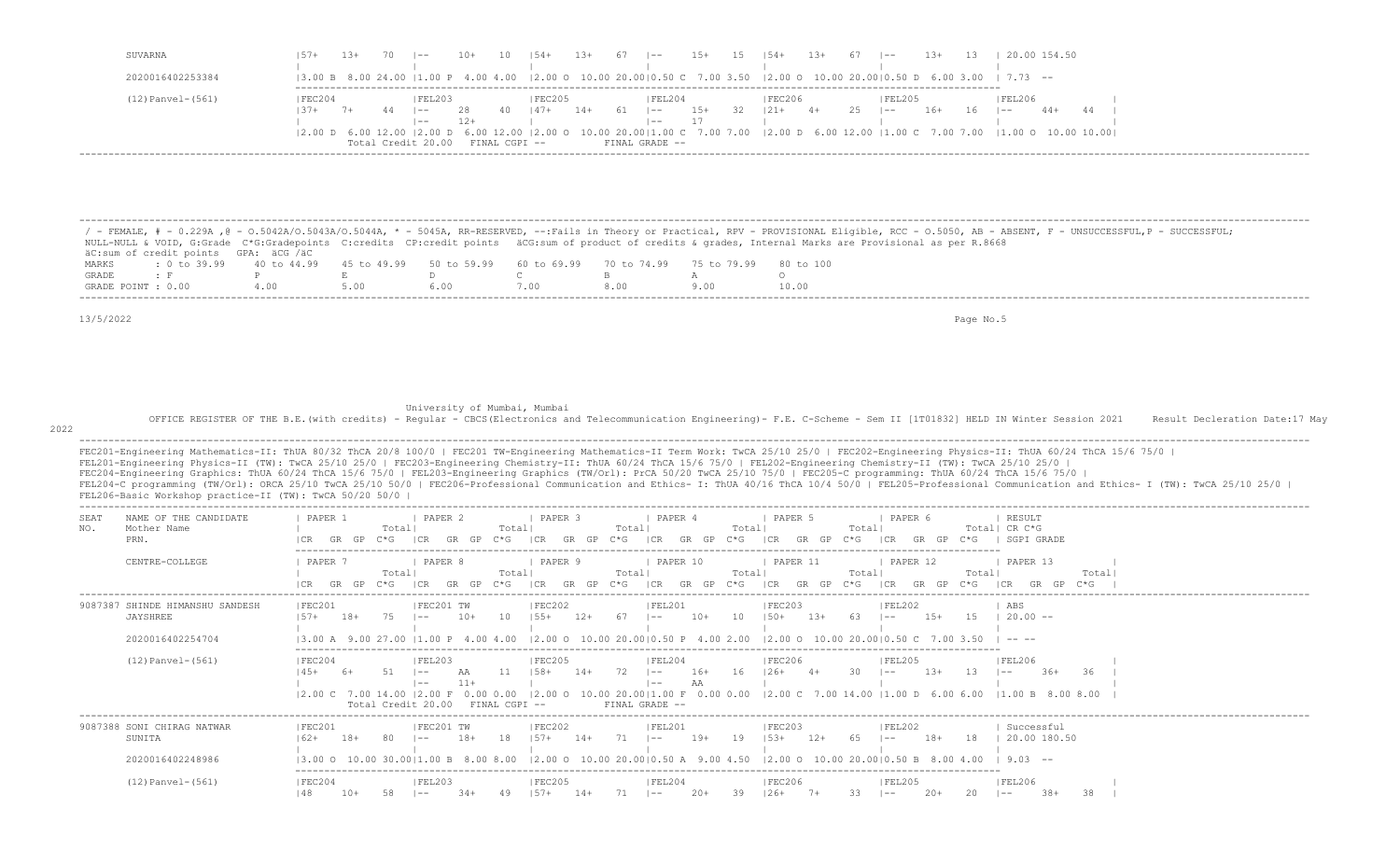| | | | | | | | | |
|---|---|---|---|---|---|---|---|---|
| SUVARNA | 57+ 13+ 70 | -- 10+ 10 | 54+ 13+ 67 | -- 15+ 15 | 54+ 13+ 67 | -- 13+ 13 | 20.00 154.50 | |
| 2020016402253384 | 3.00 B 8.00 24.00 | 1.00 P 4.00 4.00 | 2.00 O 10.00 20.00 | 0.50 C 7.00 3.50 | 2.00 O 10.00 20.00 | 0.50 D 6.00 3.00 | 7.73 -- | |
| (12)Panvel-(561) | FEC204 | FEL203 | FEC205 | FEL204 | FEC206 | FEL205 | FEL206 | |
| | 37+ 7+ 44 | -- 28 40 / -- 12+ | 47+ 14+ 61 | -- 15+ 32 / -- 17 | 21+ 4+ 25 | -- 16+ 16 | -- 44+ 44 | |
| | 2.00 D 6.00 12.00 | 2.00 D 6.00 12.00 | 2.00 O 10.00 20.00 | 1.00 C 7.00 7.00 | 2.00 D 6.00 12.00 | 1.00 C 7.00 7.00 | 1.00 O 10.00 10.00 | |
| | Total Credit 20.00 | FINAL CGPI -- | FINAL GRADE -- | | | | | |

/ - FEMALE, # - 0.229A ,@ - O.5042A/O.5043A/O.5044A, * - 5045A, RR-RESERVED, --:Fails in Theory or Practical, RPV - PROVISIONAL Eligible, RCC - O.5050, AB - ABSENT, F - UNSUCCESSFUL,P - SUCCESSFUL;
NULL-NULL & VOID, G:Grade C*G:Gradepoints C:credits CP:credit points äCG:sum of product of credits & grades, Internal Marks are Provisional as per R.8668
äC:sum of credit points GPA: äCG /äC

| MARKS | : 0 to 39.99 | 40 to 44.99 | 45 to 49.99 | 50 to 59.99 | 60 to 69.99 | 70 to 74.99 | 75 to 79.99 | 80 to 100 |
|---|---|---|---|---|---|---|---|---|
| GRADE | : F | P | E | D | C | B | A | O |
| GRADE POINT | : 0.00 | 4.00 | 5.00 | 6.00 | 7.00 | 8.00 | 9.00 | 10.00 |

13/5/2022

University of Mumbai, Mumbai

OFFICE REGISTER OF THE B.E.(with credits) - Regular - CBCS(Electronics and Telecommunication Engineering)- F.E. C-Scheme - Sem II [1T01832] HELD IN Winter Session 2021 Result Decleration Date:17 May 2022

FEC201-Engineering Mathematics-II: ThUA 80/32 ThCA 20/8 100/0 | FEC201 TW-Engineering Mathematics-II Term Work: TwCA 25/10 25/0 | FEC202-Engineering Physics-II: ThUA 60/24 ThCA 15/6 75/0 |
FEL201-Engineering Physics-II (TW): TwCA 25/10 25/0 | FEC203-Engineering Chemistry-II: ThUA 60/24 ThCA 15/6 75/0 | FEL202-Engineering Chemistry-II (TW): TwCA 25/10 25/0 |
FEC204-Engineering Graphics: ThUA 60/24 ThCA 15/6 75/0 | FEL203-Engineering Graphics (TW/Orl): PrCA 50/20 TwCA 25/10 75/0 | FEC205-C programming: ThUA 60/24 ThCA 15/6 75/0 |
FEL204-C programming (TW/Orl): ORCA 25/10 TwCA 25/10 50/0 | FEC206-Professional Communication and Ethics- I: ThUA 40/16 ThCA 10/4 50/0 | FEL205-Professional Communication and Ethics- I (TW): TwCA 25/10 25/0 |
FEL206-Basic Workshop practice-II (TW): TwCA 50/20 50/0 |

| SEAT NO. | NAME OF THE CANDIDATE / Mother Name / PRN. / CENTRE-COLLEGE | PAPER 1 / PAPER 7 (CR GR GP C*G Total) | PAPER 2 / PAPER 8 | PAPER 3 / PAPER 9 | PAPER 4 / PAPER 10 | PAPER 5 / PAPER 11 | PAPER 6 / PAPER 12 | RESULT CR C*G SGPI GRADE / PAPER 13 |
|---|---|---|---|---|---|---|---|---|
| 9087387 | SHINDE HIMANSHU SANDESH | FEC201 | FEC201 TW | FEC202 | FEL201 | FEC203 | FEL202 | ABS |
| | JAYSHREE | 57+ 18+ 75 | -- 10+ 10 | 55+ 12+ 67 | -- 10+ 10 | 50+ 13+ 63 | -- 15+ 15 | 20.00 -- |
| | 2020016402254704 | 3.00 A 9.00 27.00 | 1.00 P 4.00 4.00 | 2.00 O 10.00 20.00 | 0.50 P 4.00 2.00 | 2.00 O 10.00 20.00 | 0.50 C 7.00 3.50 | -- -- |
| | (12)Panvel-(561) | FEC204 | FEL203 | FEC205 | FEL204 | FEC206 | FEL205 | FEL206 |
| | | 45+ 6+ 51 | -- AA 11 / -- 11+ | 58+ 14+ 72 | -- 16+ 16 / -- AA | 26+ 4+ 30 | -- 13+ 13 | -- 36+ 36 |
| | | 2.00 C 7.00 14.00 | 2.00 F 0.00 0.00 | 2.00 O 10.00 20.00 | 1.00 F 0.00 0.00 | 2.00 C 7.00 14.00 | 1.00 D 6.00 6.00 | 1.00 B 8.00 8.00 |
| | | Total Credit 20.00 | FINAL CGPI -- | FINAL GRADE -- | | | | |
| 9087388 | SONI CHIRAG NATWAR | FEC201 | FEC201 TW | FEC202 | FEL201 | FEC203 | FEL202 | Successful |
| | SUNITA | 62+ 18+ 80 | -- 18+ 18 | 57+ 14+ 71 | -- 19+ 19 | 53+ 12+ 65 | -- 18+ 18 | 20.00 180.50 |
| | 2020016402248986 | 3.00 O 10.00 30.00 | 1.00 B 8.00 8.00 | 2.00 O 10.00 20.00 | 0.50 A 9.00 4.50 | 2.00 O 10.00 20.00 | 0.50 B 8.00 4.00 | 9.03 -- |
| | (12)Panvel-(561) | FEC204 | FEL203 | FEC205 | FEL204 | FEC206 | FEL205 | FEL206 |
| | | 48 10+ 58 | -- 34+ 49 | 57+ 14+ 71 | -- 20+ 39 | 26+ 7+ 33 | -- 20+ 20 | -- 38+ 38 |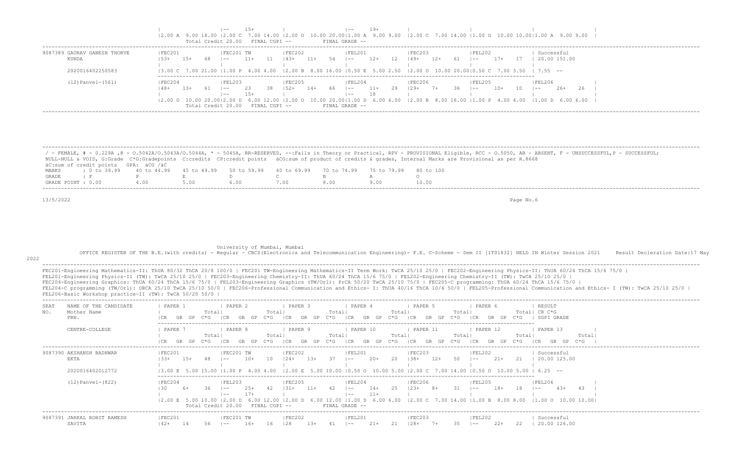```
                                 |                  |--    15+           |                    |--    19+          |                   |                    |                    |
                                 |2.00 A  9.00 18.00 |2.00 C  7.00 14.00 |2.00 O  10.00 20.00|1.00 A  9.00 9.00  |2.00 C  7.00 14.00 |1.00 O  10.00 10.00|1.00 A  9.00 9.00  |
                                          Total Credit 20.00   FINAL CGPI --          FINAL GRADE --
--------------------------------------------------------------------------------------------------------------------------------------------------------------------------
9087389 GAURAV GANESH THORVE     |FEC201             |FEC201 TW          |FEC202             |FEL201             |FEC203             |FEL202             | Successful
        KUNDA                    |53+   15+    68    |--     11+    11   |43+    11+    54   |--     12+    12   |49+    12+    61   |--     17+    17   | 20.00 151.00
                                 |                   |                   |                   |                   |                   |                   |
        2020016402250583         |3.00 C  7.00 21.00 |1.00 P  4.00 4.00  |2.00 B  8.00 16.00 |0.50 E  5.00 2.50  |2.00 O  10.00 20.00|0.50 C  7.00 3.50  | 7.55  --
                                 ----------------------------------------------------------------------------------------------------------------------------------------
        (12)Panvel-(561)         |FEC204             |FEL203             |FEC205             |FEL204             |FEC206             |FEL205             |FEL206             |
                                 |48+   13+    61    |--     23     38   |52+    14+    66   |--     11+    29   |29+    7+     36   |--     10+    10   |--     26+    26   |
                                 |                   |--     15+         |                   |--     18          |                   |                   |                   |
                                 |2.00 O  10.00 20.00|2.00 D  6.00 12.00 |2.00 O  10.00 20.00|1.00 D  6.00 6.00  |2.00 B  8.00 16.00 |1.00 P  4.00 4.00  |1.00 D  6.00 6.00  |
                                          Total Credit 20.00   FINAL CGPI --          FINAL GRADE --
--------------------------------------------------------------------------------------------------------------------------------------------------------------------------
```

```
--------------------------------------------------------------------------------------------------------------------------------------------------------------------------
 / - FEMALE, # - 0.229A ,@ - O.5042A/O.5043A/O.5044A, * - 5045A, RR-RESERVED, --:Fails in Theory or Practical, RPV - PROVISIONAL Eligible, RCC - O.5050, AB - ABSENT, F - UNSUCCESSFUL,P - SUCCESSFUL;
 NULL-NULL & VOID, G:Grade  C*G:Gradepoints  C:credits  CP:credit points   äCG:sum of product of credits & grades, Internal Marks are Provisional as per R.8668
 äC:sum of credit points   GPA: äCG /äC
 MARKS       : 0 to 39.99    40 to 44.99    45 to 49.99    50 to 59.99    60 to 69.99    70 to 74.99    75 to 79.99    80 to 100
 GRADE       : F             P              E              D              C              B              A              O
 GRADE POINT : 0.00          4.00           5.00           6.00           7.00           8.00           9.00           10.00
--------------------------------------------------------------------------------------------------------------------------------------------------------------------------
```

13/5/2022

University of Mumbai, Mumbai

OFFICE REGISTER OF THE B.E.(with credits) - Regular - CBCS(Electronics and Telecommunication Engineering)- F.E. C-Scheme - Sem II [1T01832] HELD IN Winter Session 2021     Result Decleration Date:17 May 2022

```
--------------------------------------------------------------------------------------------------------------------------------------------------------------------------
FEC201-Engineering Mathematics-II: ThUA 80/32 ThCA 20/8 100/0 | FEC201 TW-Engineering Mathematics-II Term Work: TwCA 25/10 25/0 | FEC202-Engineering Physics-II: ThUA 60/24 ThCA 15/6 75/0 |
FEL201-Engineering Physics-II (TW): TwCA 25/10 25/0 | FEC203-Engineering Chemistry-II: ThUA 60/24 ThCA 15/6 75/0 | FEL202-Engineering Chemistry-II (TW): TwCA 25/10 25/0 |
FEC204-Engineering Graphics: ThUA 60/24 ThCA 15/6 75/0 | FEL203-Engineering Graphics (TW/Orl): PrCA 50/20 TwCA 25/10 75/0 | FEC205-C programming: ThUA 60/24 ThCA 15/6 75/0 |
FEL204-C programming (TW/Orl): ORCA 25/10 TwCA 25/10 50/0 | FEC206-Professional Communication and Ethics- I: ThUA 40/16 ThCA 10/4 50/0 | FEL205-Professional Communication and Ethics- I (TW): TwCA 25/10 25/0 |
FEL206-Basic Workshop practice-II (TW): TwCA 50/20 50/0 |
--------------------------------------------------------------------------------------------------------------------------------------------------------------------------
SEAT    NAME OF THE CANDIDATE    | PAPER 1           | PAPER 2           | PAPER 3           | PAPER 4           | PAPER 5           | PAPER 6           | RESULT
NO.     Mother Name              |             Total|             Total|             Total|             Total|             Total|             Total| CR C*G
        PRN.                     |CR   GR  GP  C*G  |CR   GR  GP  C*G  |CR   GR  GP  C*G  |CR   GR  GP  C*G  |CR   GR  GP  C*G  |CR   GR  GP  C*G  | SGPI GRADE
                                 ----------------------------------------------------------------------------------------------------------------------------------------
        CENTRE-COLLEGE           | PAPER 7           | PAPER 8           | PAPER 9           | PAPER 10          | PAPER 11          | PAPER 12          | PAPER 13          |
                                 |             Total|             Total|             Total|             Total|             Total|             Total|             Total|
                                 |CR   GR  GP  C*G  |CR   GR  GP  C*G  |CR   GR  GP  C*G  |CR   GR  GP  C*G  |CR   GR  GP  C*G  |CR   GR  GP  C*G  |CR   GR  GP  C*G  |
--------------------------------------------------------------------------------------------------------------------------------------------------------------------------
9087390 AKSHANSH BADHWAR         |FEC201             |FEC201 TW          |FEC202             |FEL201             |FEC203             |FEL202             | Successful
        EKTA                     |33+   15+    48    |--     10+    10   |24+    13+    37   |--     20+    20   |38+    12+    50   |--     21+    21   | 20.00 125.00
                                 |                   |                   |                   |                   |                   |                   |
        2020016402012772         |3.00 E  5.00 15.00 |1.00 P  4.00 4.00  |2.00 E  5.00 10.00 |0.50 O  10.00 5.00 |2.00 C  7.00 14.00 |0.50 O  10.00 5.00 | 6.25  --
                                 ----------------------------------------------------------------------------------------------------------------------------------------
        (12)Panvel-(822)         |FEC204             |FEL203             |FEC205             |FEL204             |FEC206             |FEL205             |FEL206             |
                                 |30    6+     36    |--     25+    42   |31+    11+    42   |--     14+    25   |23+    8+     31   |--     18+    18   |--     43+    43   |
                                 |                   |--     17+         |                   |--     11+         |                   |                   |                   |
                                 |2.00 E  5.00 10.00 |2.00 D  6.00 12.00 |2.00 D  6.00 12.00 |1.00 D  6.00 6.00  |2.00 C  7.00 14.00 |1.00 B  8.00 8.00  |1.00 O  10.00 10.00|
                                          Total Credit 20.00   FINAL CGPI --          FINAL GRADE --
--------------------------------------------------------------------------------------------------------------------------------------------------------------------------
9087391 JARKAL ROHIT RAMESH      |FEC201             |FEC201 TW          |FEC202             |FEL201             |FEC203             |FEL202             | Successful
        SAVITA                   |42+   14     56    |--     16+    16   |28     13+    41   |--     21+    21   |28+    7+     35   |--     22+    22   | 20.00 126.00
```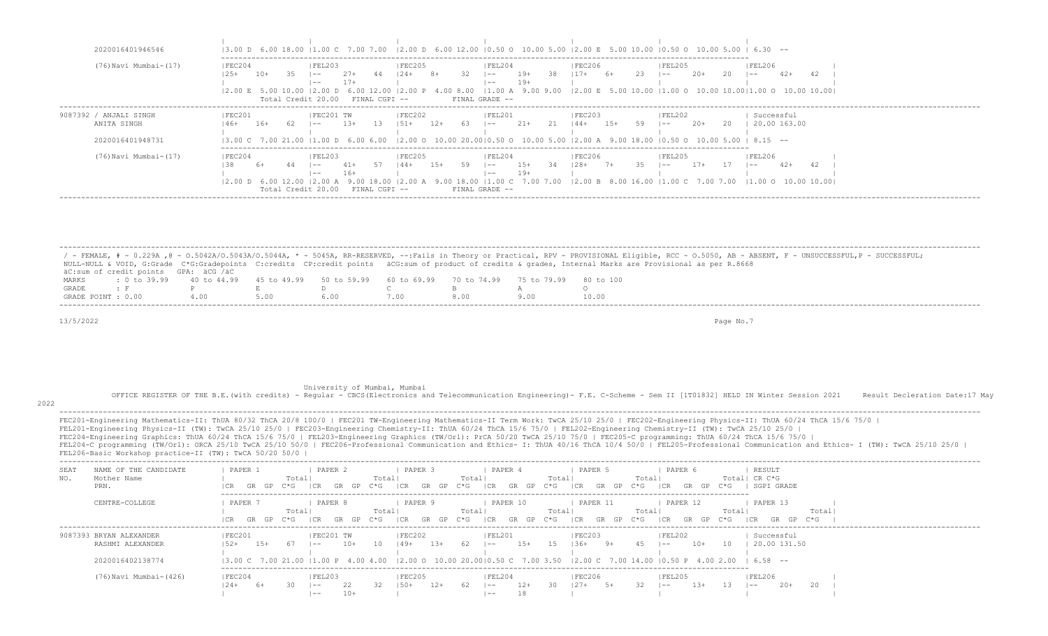| | | | | | | | |
|---|---|---|---|---|---|---|---|
| 2020016401946546 | 3.00 D 6.00 18.00 | 1.00 C 7.00 7.00 | 2.00 D 6.00 12.00 | 0.50 O 10.00 5.00 | 2.00 E 5.00 10.00 | 0.50 O 10.00 5.00 | 6.30 -- |
| (76)Navi Mumbai-(17) | FEC204 | FEL203 | FEC205 | FEL204 | FEC206 | FEL205 | FEL206 |
| | 25+ 10+ 35 | -- 27+ 44 | 24+ 8+ 32 | -- 19+ 38 | 17+ 6+ 23 | -- 20+ 20 | -- 42+ 42 |
| | | -- 17+ | | -- 19+ | | | |
| | 2.00 E 5.00 10.00 | 2.00 D 6.00 12.00 | 2.00 P 4.00 8.00 | 1.00 A 9.00 9.00 | 2.00 E 5.00 10.00 | 1.00 O 10.00 10.00 | 1.00 O 10.00 10.00 |
| | Total Credit 20.00 FINAL CGPI -- | | FINAL GRADE -- | | | | |

| | | | | | | | |
|---|---|---|---|---|---|---|---|
| 9087392 / ANJALI SINGH | FEC201 | FEC201 TW | FEC202 | FEL201 | FEC203 | FEL202 | Successful |
| ANITA SINGH | 46+ 16+ 62 | -- 13+ 13 | 51+ 12+ 63 | -- 21+ 21 | 44+ 15+ 59 | -- 20+ 20 | 20.00 163.00 |
| 2020016401948731 | 3.00 C 7.00 21.00 | 1.00 D 6.00 6.00 | 2.00 O 10.00 20.00 | 0.50 O 10.00 5.00 | 2.00 A 9.00 18.00 | 0.50 O 10.00 5.00 | 8.15 -- |
| (76)Navi Mumbai-(17) | FEC204 | FEL203 | FEC205 | FEL204 | FEC206 | FEL205 | FEL206 |
| | 38 6+ 44 | -- 41+ 57 | 44+ 15+ 59 | -- 15+ 34 | 28+ 7+ 35 | -- 17+ 17 | -- 42+ 42 |
| | | -- 16+ | | -- 19+ | | | |
| | 2.00 D 6.00 12.00 | 2.00 A 9.00 18.00 | 2.00 A 9.00 18.00 | 1.00 C 7.00 7.00 | 2.00 B 8.00 16.00 | 1.00 C 7.00 7.00 | 1.00 O 10.00 10.00 |
| | Total Credit 20.00 FINAL CGPI -- | | FINAL GRADE -- | | | | |

/ - FEMALE, # - 0.229A ,@ - O.5042A/O.5043A/O.5044A, * - 5045A, RR-RESERVED, --:Fails in Theory or Practical, RPV - PROVISIONAL Eligible, RCC - O.5050, AB - ABSENT, F - UNSUCCESSFUL,P - SUCCESSFUL; NULL-NULL & VOID, G:Grade C*G:Gradepoints C:credits CP:credit points äCG:sum of product of credits & grades, Internal Marks are Provisional as per R.8668
äC:sum of credit points GPA: äCG /äC

| MARKS | : 0 to 39.99 | 40 to 44.99 | 45 to 49.99 | 50 to 59.99 | 60 to 69.99 | 70 to 74.99 | 75 to 79.99 | 80 to 100 |
|---|---|---|---|---|---|---|---|---|
| GRADE | : F | P | E | D | C | B | A | O |
| GRADE POINT | : 0.00 | 4.00 | 5.00 | 6.00 | 7.00 | 8.00 | 9.00 | 10.00 |

13/5/2022

University of Mumbai, Mumbai

OFFICE REGISTER OF THE B.E.(with credits) - Regular - CBCS(Electronics and Telecommunication Engineering)- F.E. C-Scheme - Sem II [1T01832] HELD IN Winter Session 2021 Result Decleration Date:17 May 2022

FEC201-Engineering Mathematics-II: ThUA 80/32 ThCA 20/8 100/0 | FEC201 TW-Engineering Mathematics-II Term Work: TwCA 25/10 25/0 | FEC202-Engineering Physics-II: ThUA 60/24 ThCA 15/6 75/0 | FEL201-Engineering Physics-II (TW): TwCA 25/10 25/0 | FEC203-Engineering Chemistry-II: ThUA 60/24 ThCA 15/6 75/0 | FEL202-Engineering Chemistry-II (TW): TwCA 25/10 25/0 | FEC204-Engineering Graphics: ThUA 60/24 ThCA 15/6 75/0 | FEL203-Engineering Graphics (TW/Orl): PrCA 50/20 TwCA 25/10 75/0 | FEC205-C programming: ThUA 60/24 ThCA 15/6 75/0 | FEL204-C programming (TW/Orl): ORCA 25/10 TwCA 25/10 50/0 | FEC206-Professional Communication and Ethics- I: ThUA 40/16 ThCA 10/4 50/0 | FEL205-Professional Communication and Ethics- I (TW): TwCA 25/10 25/0 | FEL206-Basic Workshop practice-II (TW): TwCA 50/20 50/0 |

| SEAT NO. NAME OF THE CANDIDATE / Mother Name / PRN. | PAPER 1 | PAPER 2 | PAPER 3 | PAPER 4 | PAPER 5 | PAPER 6 | RESULT |
|---|---|---|---|---|---|---|---|
| | Total / CR GR GP C*G | Total / CR GR GP C*G | Total / CR GR GP C*G | Total / CR GR GP C*G | Total / CR GR GP C*G | Total / CR GR GP C*G | CR C*G / SGPI GRADE |
| CENTRE-COLLEGE | PAPER 7 | PAPER 8 | PAPER 9 | PAPER 10 | PAPER 11 | PAPER 12 | PAPER 13 |
| | Total / CR GR GP C*G | Total / CR GR GP C*G | Total / CR GR GP C*G | Total / CR GR GP C*G | Total / CR GR GP C*G | Total / CR GR GP C*G | Total / CR GR GP C*G |
| 9087393 BRYAN ALEXANDER | FEC201 | FEC201 TW | FEC202 | FEL201 | FEC203 | FEL202 | Successful |
| RASHMI ALEXANDER | 52+ 15+ 67 | -- 10+ 10 | 49+ 13+ 62 | -- 15+ 15 | 36+ 9+ 45 | -- 10+ 10 | 20.00 131.50 |
| 2020016402138774 | 3.00 C 7.00 21.00 | 1.00 P 4.00 4.00 | 2.00 O 10.00 20.00 | 0.50 C 7.00 3.50 | 2.00 C 7.00 14.00 | 0.50 P 4.00 2.00 | 6.58 -- |
| (76)Navi Mumbai-(426) | FEC204 | FEL203 | FEC205 | FEL204 | FEC206 | FEL205 | FEL206 |
| | 24+ 6+ 30 | -- 22 32 | 50+ 12+ 62 | -- 12+ 30 | 27+ 5+ 32 | -- 13+ 13 | -- 20+ 20 |
| | | -- 10+ | | -- 18 | | | |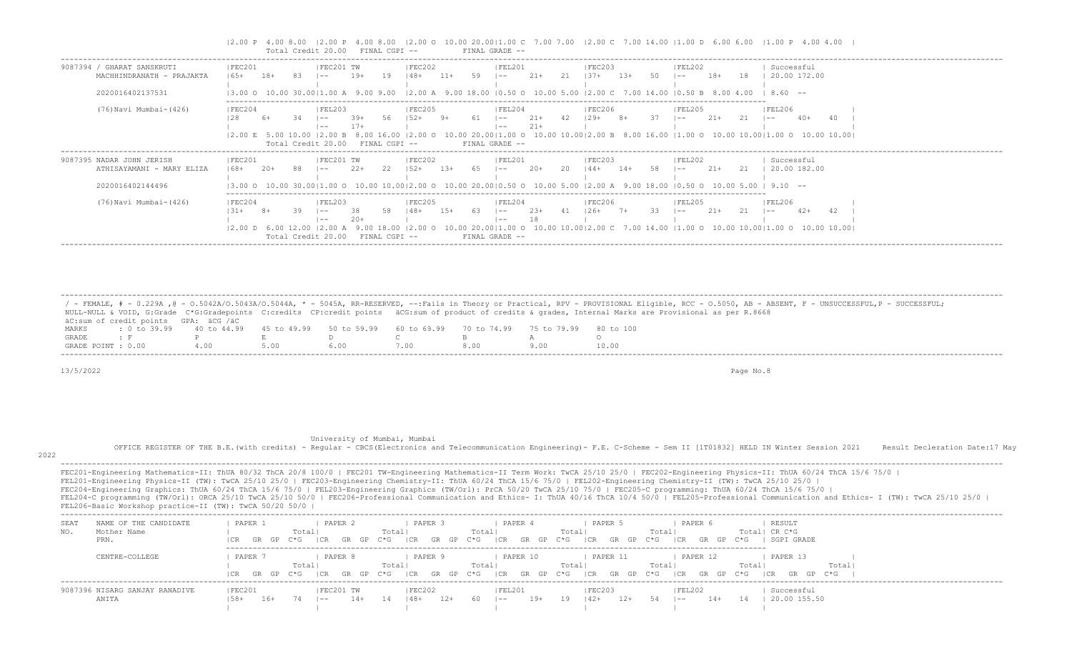|2.00 P 4.00 8.00 |2.00 P 4.00 8.00 |2.00 O 10.00 20.00|1.00 C 7.00 7.00 |2.00 C 7.00 14.00 |1.00 D 6.00 6.00 |1.00 P 4.00 4.00 |
Total Credit 20.00 FINAL CGPI -- FINAL GRADE --

```
9087394 / GHARAT SANSKRUTI      |FEC201              |FEC201 TW          |FEC202              |FEL201              |FEC203              |FEL202              | Successful
        MACHHINDRANATH - PRAJAKTA |65+   18+    83   |--     19+    19   |48+    11+    59   |--     21+    21   |37+    13+    50   |--     18+    18   | 20.00 172.00
                                |                    |                   |                    |                    |                    |                    |
        2020016402137531        |3.00 O  10.00 30.00|1.00 A  9.00 9.00  |2.00 A  9.00 18.00 |0.50 O  10.00 5.00 |2.00 C  7.00 14.00 |0.50 B  8.00 4.00  | 8.60  --

        (76)Navi Mumbai-(426)   |FEC204              |FEL203              |FEC205              |FEL204              |FEC206              |FEL205              |FEL206
                                |28     6+     34   |--     39+    56   |52+    9+     61   |--     21+    42   |29+    8+     37   |--     21+    21   |--     40+    40
                                |                    |--     17+         |                    |--     21+         |                    |                    |
                                |2.00 E  5.00 10.00 |2.00 B  8.00 16.00 |2.00 O  10.00 20.00|1.00 O  10.00 10.00|2.00 B  8.00 16.00 |1.00 O  10.00 10.00|1.00 O  10.00 10.00|
                                 Total Credit 20.00   FINAL CGPI --          FINAL GRADE --

9087395 NADAR JOHN JERISH       |FEC201              |FEC201 TW          |FEC202              |FEL201              |FEC203              |FEL202              | Successful
        ATHISAYAMANI - MARY ELIZA |68+   20+    88   |--     22+    22   |52+    13+    65   |--     20+    20   |44+    14+    58   |--     21+    21   | 20.00 182.00
                                |                    |                   |                    |                    |                    |                    |
        2020016402144496        |3.00 O  10.00 30.00|1.00 O  10.00 10.00|2.00 O  10.00 20.00|0.50 O  10.00 5.00 |2.00 A  9.00 18.00 |0.50 O  10.00 5.00 | 9.10  --

        (76)Navi Mumbai-(426)   |FEC204              |FEL203              |FEC205              |FEL204              |FEC206              |FEL205              |FEL206
                                |31+    8+     39   |--     38     58   |48+    15+    63   |--     23+    41   |26+    7+     33   |--     21+    21   |--     42+    42
                                |                    |--     20+         |                    |--     18          |                    |                    |
                                |2.00 D  6.00 12.00 |2.00 A  9.00 18.00 |2.00 O  10.00 20.00|1.00 O  10.00 10.00|2.00 C  7.00 14.00 |1.00 O  10.00 10.00|1.00 O  10.00 10.00|
                                 Total Credit 20.00   FINAL CGPI --          FINAL GRADE --
```

/ - FEMALE, # - 0.229A ,@ - O.5042A/O.5043A/O.5044A, * - 5045A, RR-RESERVED, --:Fails in Theory or Practical, RPV - PROVISIONAL Eligible, RCC - O.5050, AB - ABSENT, F - UNSUCCESSFUL,P - SUCCESSFUL;
NULL-NULL & VOID, G:Grade C*G:Gradepoints C:credits CP:credit points äCG:sum of product of credits & grades, Internal Marks are Provisional as per R.8668
äC:sum of credit points GPA: äCG /äC

| MARKS | : 0 to 39.99 | 40 to 44.99 | 45 to 49.99 | 50 to 59.99 | 60 to 69.99 | 70 to 74.99 | 75 to 79.99 | 80 to 100 |
|---|---|---|---|---|---|---|---|---|
| GRADE | : F | P | E | D | C | B | A | O |
| GRADE POINT | : 0.00 | 4.00 | 5.00 | 6.00 | 7.00 | 8.00 | 9.00 | 10.00 |

13/5/2022

University of Mumbai, Mumbai

OFFICE REGISTER OF THE B.E.(with credits) - Regular - CBCS(Electronics and Telecommunication Engineering)- F.E. C-Scheme - Sem II [1T01832] HELD IN Winter Session 2021 Result Decleration Date:17 May 2022

FEC201-Engineering Mathematics-II: ThUA 80/32 ThCA 20/8 100/0 | FEC201 TW-Engineering Mathematics-II Term Work: TwCA 25/10 25/0 | FEC202-Engineering Physics-II: ThUA 60/24 ThCA 15/6 75/0 |
FEL201-Engineering Physics-II (TW): TwCA 25/10 25/0 | FEC203-Engineering Chemistry-II: ThUA 60/24 ThCA 15/6 75/0 | FEL202-Engineering Chemistry-II (TW): TwCA 25/10 25/0 |
FEC204-Engineering Graphics: ThUA 60/24 ThCA 15/6 75/0 | FEL203-Engineering Graphics (TW/Orl): PrCA 50/20 TwCA 25/10 75/0 | FEC205-C programming: ThUA 60/24 ThCA 15/6 75/0 |
FEL204-C programming (TW/Orl): ORCA 25/10 TwCA 25/10 50/0 | FEC206-Professional Communication and Ethics- I: ThUA 40/16 ThCA 10/4 50/0 | FEL205-Professional Communication and Ethics- I (TW): TwCA 25/10 25/0 |
FEL206-Basic Workshop practice-II (TW): TwCA 50/20 50/0 |

```
SEAT  NAME OF THE CANDIDATE    | PAPER 1          | PAPER 2          | PAPER 3          | PAPER 4          | PAPER 5          | PAPER 6          | RESULT
NO.   Mother Name              |           Total| |           Total| |           Total| |           Total| |           Total| |           Total| | CR C*G
      PRN.                     |CR  GR  GP  C*G  |CR  GR  GP  C*G  |CR  GR  GP  C*G  |CR  GR  GP  C*G  |CR  GR  GP  C*G  |CR  GR  GP  C*G  | SGPI GRADE

      CENTRE-COLLEGE           | PAPER 7          | PAPER 8          | PAPER 9          | PAPER 10         | PAPER 11         | PAPER 12         | PAPER 13
                               |           Total| |           Total| |           Total| |           Total| |           Total| |           Total| |           Total|
                               |CR  GR  GP  C*G  |CR  GR  GP  C*G  |CR  GR  GP  C*G  |CR  GR  GP  C*G  |CR  GR  GP  C*G  |CR  GR  GP  C*G  |CR  GR  GP  C*G  |

9087396 NISARG SANJAY RANADIVE  |FEC201              |FEC201 TW          |FEC202              |FEL201              |FEC203              |FEL202              | Successful
        ANITA                   |58+    16+    74   |--     14+    14   |48+    12+    60   |--     19+    19   |42+    12+    54   |--     14+    14   | 20.00 155.50
```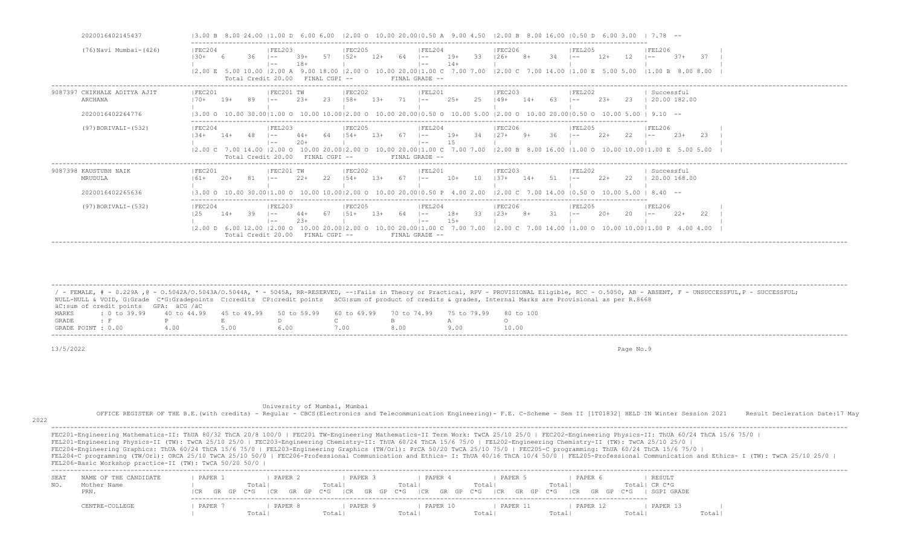```
        2020016402145437           |3.00 B  8.00 24.00 |1.00 D  6.00 6.00  |2.00 O  10.00 20.00|0.50 A  9.00 4.50  |2.00 B  8.00 16.00 |0.50 D  6.00 3.00  | 7.78  --

        (76)Navi Mumbai-(426)      |FEC204              |FEL203             |FEC205             |FEL204             |FEC206             |FEL205             |FEL206              |
                                   |30+   6      36     |--    39+    57    |52+   12+    64    |--    19+    33    |26+   8+     34    |--    12+    12    |--     37+    37    |
                                   |                    |--    18+          |                   |--    14+          |                   |                   |                    |
                                   |2.00 E  5.00 10.00 |2.00 A  9.00 18.00 |2.00 O  10.00 20.00|1.00 C  7.00 7.00  |2.00 C  7.00 14.00 |1.00 E  5.00 5.00  |1.00 B  8.00 8.00  |
                                          Total Credit 20.00   FINAL CGPI --          FINAL GRADE --
--------------------------------------------------------------------------------------------------------------------------------------------------------------------------------------
9087397 CHIKHALE ADITYA AJIT       |FEC201              |FEC201 TW          |FEC202             |FEL201             |FEC203             |FEL202             | Successful
        ARCHANA                    |70+   19+    89     |--    23+    23    |58+   13+    71    |--    25+    25    |49+   14+    63    |--    23+    23    | 20.00 182.00
                                   |                    |                   |                   |                   |                   |                   |
        2020016402264776           |3.00 O  10.00 30.00|1.00 O  10.00 10.00|2.00 O  10.00 20.00|0.50 O  10.00 5.00 |2.00 O  10.00 20.00|0.50 O  10.00 5.00 | 9.10  --

        (97)BORIVALI-(532)         |FEC204              |FEL203             |FEC205             |FEL204             |FEC206             |FEL205             |FEL206              |
                                   |34+   14+    48     |--    44+    64    |54+   13+    67    |--    19+    34    |27+   9+     36    |--    22+    22    |--     23+    23    |
                                   |                    |--    20+          |                   |--    15           |                   |                   |                    |
                                   |2.00 C  7.00 14.00 |2.00 O  10.00 20.00|2.00 O  10.00 20.00|1.00 C  7.00 7.00  |2.00 B  8.00 16.00 |1.00 O  10.00 10.00|1.00 E  5.00 5.00  |
                                          Total Credit 20.00   FINAL CGPI --          FINAL GRADE --
--------------------------------------------------------------------------------------------------------------------------------------------------------------------------------------
9087398 KAUSTUBH NAIK              |FEC201              |FEC201 TW          |FEC202             |FEL201             |FEC203             |FEL202             | Successful
        MRUDULA                    |61+   20+    81     |--    22+    22    |54+   13+    67    |--    10+    10    |37+   14+    51    |--    22+    22    | 20.00 168.00
                                   |                    |                   |                   |                   |                   |                   |
        2020016402265636           |3.00 O  10.00 30.00|1.00 O  10.00 10.00|2.00 O  10.00 20.00|0.50 P  4.00 2.00  |2.00 C  7.00 14.00 |0.50 O  10.00 5.00 | 8.40  --

        (97)BORIVALI-(532)         |FEC204              |FEL203             |FEC205             |FEL204             |FEC206             |FEL205             |FEL206              |
                                   |25    14+    39     |--    44+    67    |51+   13+    64    |--    18+    33    |23+   8+     31    |--    20+    20    |--     22+    22    |
                                   |                    |--    23+          |                   |--    15+          |                   |                   |                    |
                                   |2.00 D  6.00 12.00 |2.00 O  10.00 20.00|2.00 O  10.00 20.00|1.00 C  7.00 7.00  |2.00 C  7.00 14.00 |1.00 O  10.00 10.00|1.00 P  4.00 4.00  |
                                          Total Credit 20.00   FINAL CGPI --          FINAL GRADE --
--------------------------------------------------------------------------------------------------------------------------------------------------------------------------------------
```

/ - FEMALE, # - 0.229A ,@ - O.5042A/O.5043A/O.5044A, * - 5045A, RR-RESERVED, --:Fails in Theory or Practical, RPV - PROVISIONAL Eligible, RCC - O.5050, AB - ABSENT, F - UNSUCCESSFUL,P - SUCCESSFUL;
NULL-NULL & VOID, G:Grade  C*G:Gradepoints  C:credits  CP:credit points  äCG:sum of product of credits & grades, Internal Marks are Provisional as per R.8668
äC:sum of credit points  GPA: äCG /äC

| MARKS | : 0 to 39.99 | 40 to 44.99 | 45 to 49.99 | 50 to 59.99 | 60 to 69.99 | 70 to 74.99 | 75 to 79.99 | 80 to 100 |
|---|---|---|---|---|---|---|---|---|
| GRADE | : F | P | E | D | C | B | A | O |
| GRADE POINT : 0.00 | | 4.00 | 5.00 | 6.00 | 7.00 | 8.00 | 9.00 | 10.00 |

13/5/2022

University of Mumbai, Mumbai

OFFICE REGISTER OF THE B.E.(with credits) - Regular - CBCS(Electronics and Telecommunication Engineering)- F.E. C-Scheme - Sem II [1T01832] HELD IN Winter Session 2021     Result Decleration Date:17 May 2022

FEC201-Engineering Mathematics-II: ThUA 80/32 ThCA 20/8 100/0 | FEC201 TW-Engineering Mathematics-II Term Work: TwCA 25/10 25/0 | FEC202-Engineering Physics-II: ThUA 60/24 ThCA 15/6 75/0 |
FEL201-Engineering Physics-II (TW): TwCA 25/10 25/0 | FEC203-Engineering Chemistry-II: ThUA 60/24 ThCA 15/6 75/0 | FEL202-Engineering Chemistry-II (TW): TwCA 25/10 25/0 |
FEC204-Engineering Graphics: ThUA 60/24 ThCA 15/6 75/0 | FEL203-Engineering Graphics (TW/Orl): PrCA 50/20 TwCA 25/10 75/0 | FEC205-C programming: ThUA 60/24 ThCA 15/6 75/0 |
FEL204-C programming (TW/Orl): ORCA 25/10 TwCA 25/10 50/0 | FEC206-Professional Communication and Ethics- I: ThUA 40/16 ThCA 10/4 50/0 | FEL205-Professional Communication and Ethics- I (TW): TwCA 25/10 25/0 |
FEL206-Basic Workshop practice-II (TW): TwCA 50/20 50/0 |

```
SEAT    NAME OF THE CANDIDATE      | PAPER 1            | PAPER 2            | PAPER 3            | PAPER 4            | PAPER 5            | PAPER 6            | RESULT
NO.     Mother Name                |             Total|             Total|             Total|             Total|             Total|             Total| CR C*G
        PRN.                       |CR   GR  GP  C*G   |CR   GR  GP  C*G   |CR   GR  GP  C*G   |CR   GR  GP  C*G   |CR   GR  GP  C*G   |CR   GR  GP  C*G   | SGPI GRADE

        CENTRE-COLLEGE             | PAPER 7            | PAPER 8            | PAPER 9            | PAPER 10           | PAPER 11           | PAPER 12           | PAPER 13           |
                                   |             Total|             Total|             Total|             Total|             Total|             Total|             Total|
```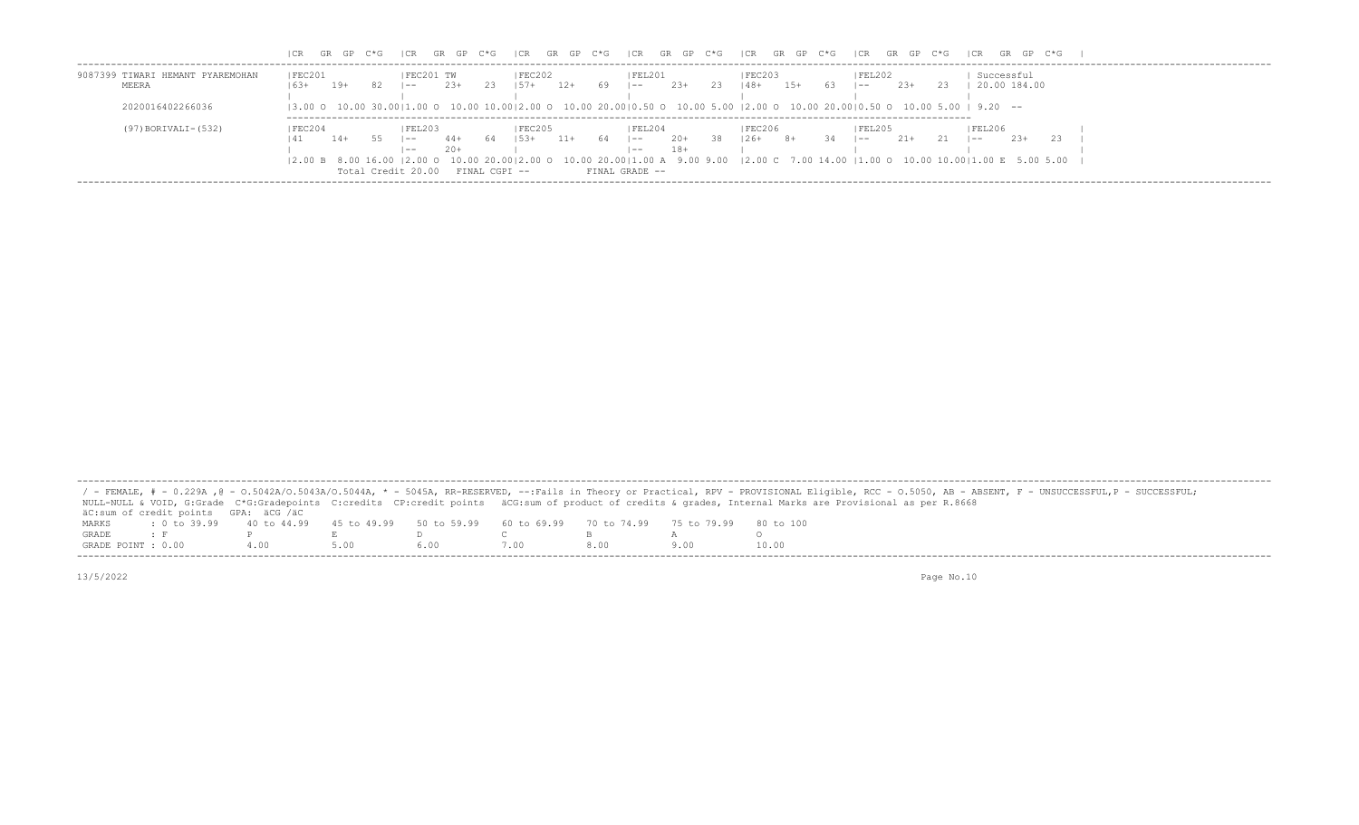| | CR GR GP C*G | CR GR GP C*G | CR GR GP C*G | CR GR GP C*G | CR GR GP C*G | CR GR GP C*G | CR GR GP C*G |
|---|---|---|---|---|---|---|---|
| 9087399 TIWARI HEMANT PYAREMOHAN MEERA | FEC201<br>63+ 19+ 82 | FEC201 TW<br>-- 23+ 23 | FEC202<br>57+ 12+ 69 | FEL201<br>-- 23+ 23 | FEC203<br>48+ 15+ 63 | FEL202<br>-- 23+ 23 | Successful<br>20.00 184.00 |
| 2020016402266036 | 3.00 O 10.00 30.00 | 1.00 O 10.00 10.00 | 2.00 O 10.00 20.00 | 0.50 O 10.00 5.00 | 2.00 O 10.00 20.00 | 0.50 O 10.00 5.00 | 9.20 -- |
| (97)BORIVALI-(532) | FEC204<br>41 14+ 55 | FEL203<br>-- 44+ 64<br>-- 20+ | FEC205<br>53+ 11+ 64 | FEL204<br>-- 20+ 38<br>-- 18+ | FEC206<br>26+ 8+ 34 | FEL205<br>-- 21+ 21 | FEL206<br>-- 23+ 23 |
| | 2.00 B 8.00 16.00 | 2.00 O 10.00 20.00 | 2.00 O 10.00 20.00 | 1.00 A 9.00 9.00 | 2.00 C 7.00 14.00 | 1.00 O 10.00 10.00 | 1.00 E 5.00 5.00 |
| | Total Credit 20.00 | FINAL CGPI -- | | FINAL GRADE -- | | | |

/ - FEMALE, # - 0.229A ,@ - O.5042A/O.5043A/O.5044A, * - 5045A, RR-RESERVED, --:Fails in Theory or Practical, RPV - PROVISIONAL Eligible, RCC - O.5050, AB - ABSENT, F - UNSUCCESSFUL,P - SUCCESSFUL;
NULL-NULL & VOID, G:Grade C*G:Gradepoints C:credits CP:credit points äCG:sum of product of credits & grades, Internal Marks are Provisional as per R.8668
äC:sum of credit points GPA: äCG /äC

| MARKS | : 0 to 39.99 | 40 to 44.99 | 45 to 49.99 | 50 to 59.99 | 60 to 69.99 | 70 to 74.99 | 75 to 79.99 | 80 to 100 |
|---|---|---|---|---|---|---|---|---|
| GRADE | : F | P | E | D | C | B | A | O |
| GRADE POINT | : 0.00 | 4.00 | 5.00 | 6.00 | 7.00 | 8.00 | 9.00 | 10.00 |

13/5/2022